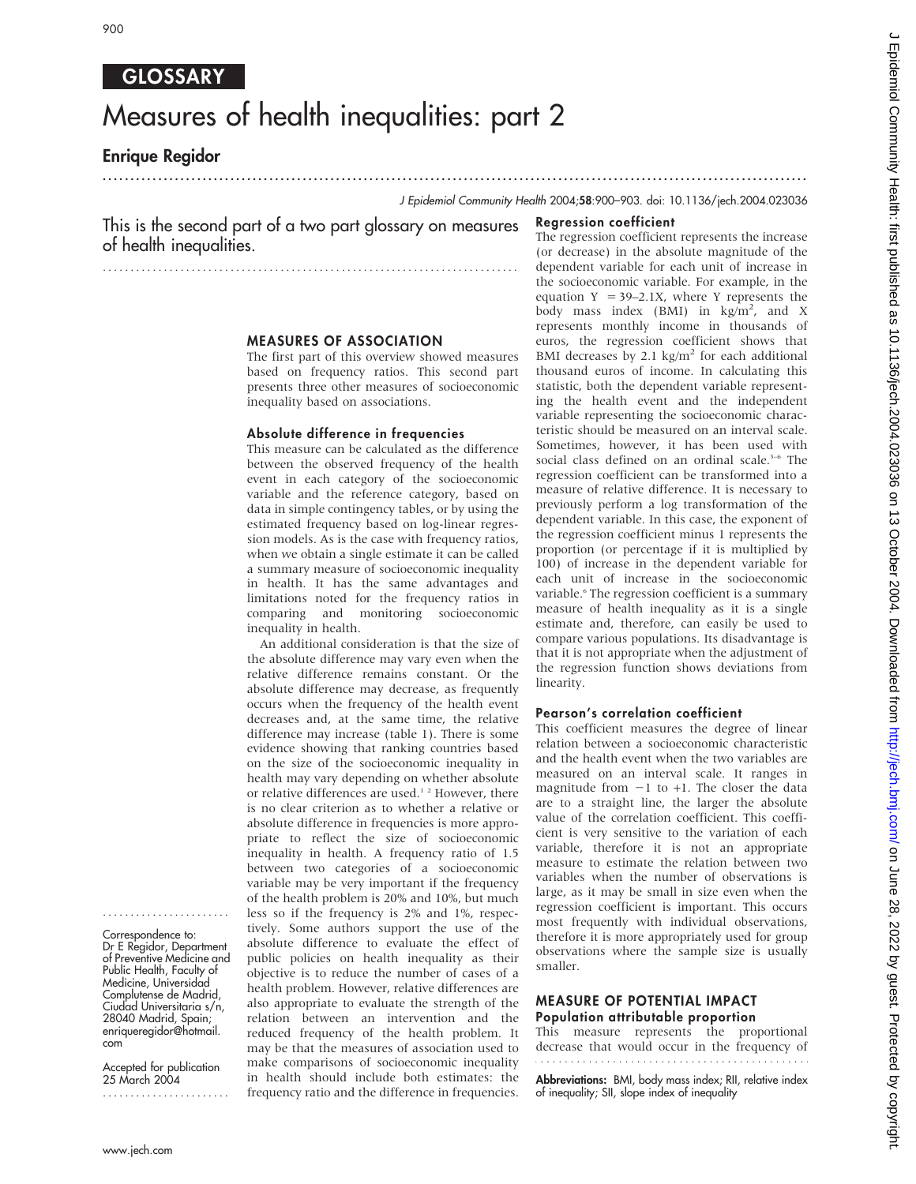# GLOSSARY

# Measures of health inequalities: part 2

## Enrique Regidor

J Epidemiol Community Health 2004;58:900–903. doi: 10.1136/jech.2004.023036

This is the second part of a two part glossary on measures of health inequalities.

Correspondence to: Dr E Regidor, Department of Preventive Medicine and Public Health, Faculty of Medicine, Universidad Complutense de Madrid, Ciudad Universitaria s/n, 28040 Madrid, Spain; enriqueregidor@hotmail.com

Accepted for publication 25 March 2004

## MEASURES OF ASSOCIATION

The first part of this overview showed measures based on frequency ratios. This second part presents three other measures of socioeconomic inequality based on associations.

### Absolute difference in frequencies

This measure can be calculated as the difference between the observed frequency of the health event in each category of the socioeconomic variable and the reference category, based on data in simple contingency tables, or by using the estimated frequency based on log-linear regression models. As is the case with frequency ratios, when we obtain a single estimate it can be called a summary measure of socioeconomic inequality in health. It has the same advantages and limitations noted for the frequency ratios in comparing and monitoring socioeconomic inequality in health.

An additional consideration is that the size of the absolute difference may vary even when the relative difference remains constant. Or the absolute difference may decrease, as frequently occurs when the frequency of the health event decreases and, at the same time, the relative difference may increase (table 1). There is some evidence showing that ranking countries based on the size of the socioeconomic inequality in health may vary depending on whether absolute or relative differences are used.[1 2] However, there is no clear criterion as to whether a relative or absolute difference in frequencies is more appropriate to reflect the size of socioeconomic inequality in health. A frequency ratio of 1.5 between two categories of a socioeconomic variable may be very important if the frequency of the health problem is 20% and 10%, but much less so if the frequency is 2% and 1%, respectively. Some authors support the use of the absolute difference to evaluate the effect of public policies on health inequality as their objective is to reduce the number of cases of a health problem. However, relative differences are also appropriate to evaluate the strength of the relation between an intervention and the reduced frequency of the health problem. It may be that the measures of association used to make comparisons of socioeconomic inequality in health should include both estimates: the frequency ratio and the difference in frequencies.

### Regression coefficient

The regression coefficient represents the increase (or decrease) in the absolute magnitude of the dependent variable for each unit of increase in the socioeconomic variable. For example, in the equation $Y = 39–2.1X$, where Y represents the body mass index (BMI) in kg/m$^2$, and X represents monthly income in thousands of euros, the regression coefficient shows that BMI decreases by 2.1 kg/m$^2$ for each additional thousand euros of income. In calculating this statistic, both the dependent variable representing the health event and the independent variable representing the socioeconomic characteristic should be measured on an interval scale. Sometimes, however, it has been used with social class defined on an ordinal scale.[3–6] The regression coefficient can be transformed into a measure of relative difference. It is necessary to previously perform a log transformation of the dependent variable. In this case, the exponent of the regression coefficient minus 1 represents the proportion (or percentage if it is multiplied by 100) of increase in the dependent variable for each unit of increase in the socioeconomic variable.[6] The regression coefficient is a summary measure of health inequality as it is a single estimate and, therefore, can easily be used to compare various populations. Its disadvantage is that it is not appropriate when the adjustment of the regression function shows deviations from linearity.

### Pearson's correlation coefficient

This coefficient measures the degree of linear relation between a socioeconomic characteristic and the health event when the two variables are measured on an interval scale. It ranges in magnitude from −1 to +1. The closer the data are to a straight line, the larger the absolute value of the correlation coefficient. This coefficient is very sensitive to the variation of each variable, therefore it is not an appropriate measure to estimate the relation between two variables when the number of observations is large, as it may be small in size even when the regression coefficient is important. This occurs most frequently with individual observations, therefore it is more appropriately used for group observations where the sample size is usually smaller.

## MEASURE OF POTENTIAL IMPACT

### Population attributable proportion

This measure represents the proportional decrease that would occur in the frequency of

**Abbreviations:** BMI, body mass index; RII, relative index of inequality; SII, slope index of inequality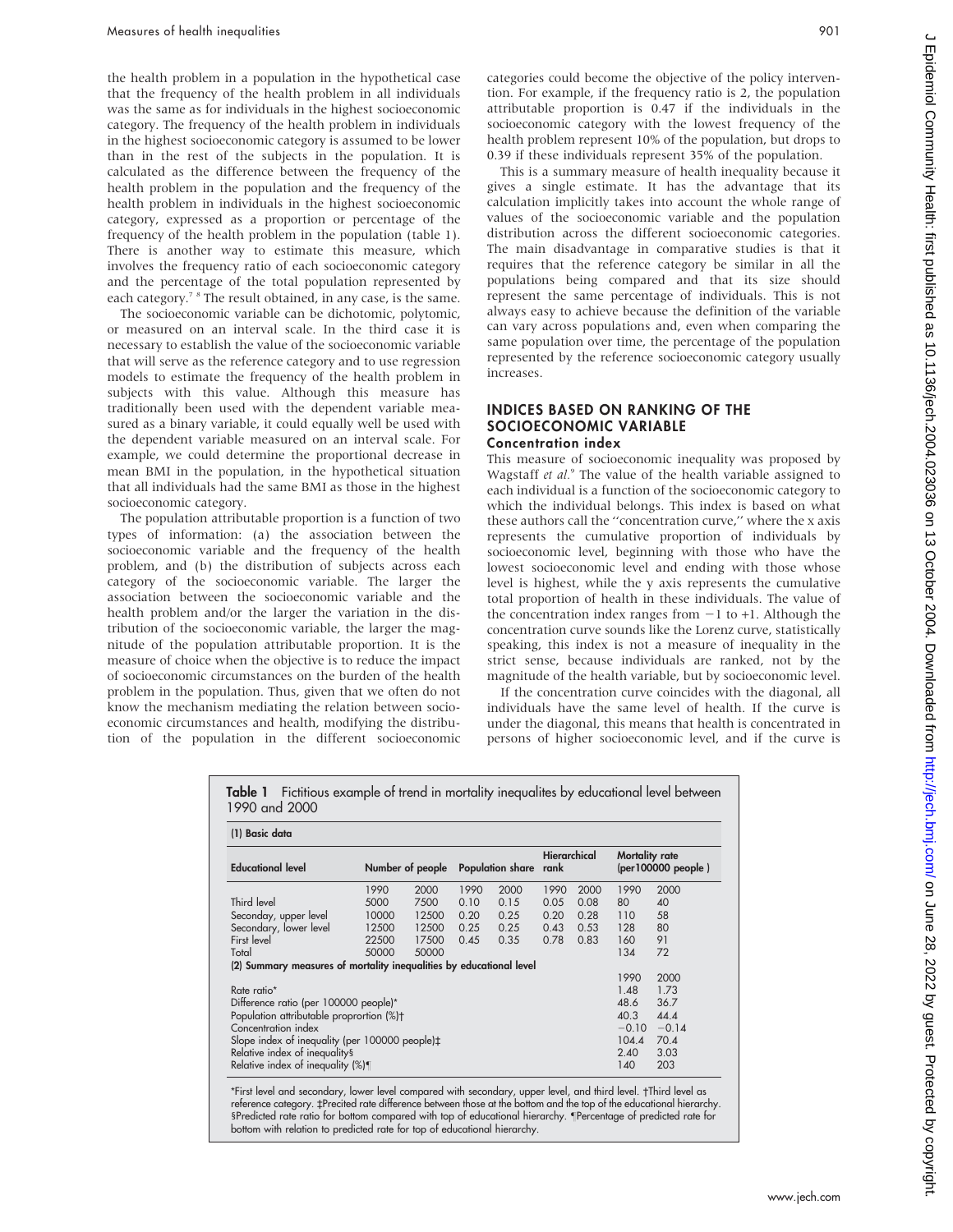the health problem in a population in the hypothetical case that the frequency of the health problem in all individuals was the same as for individuals in the highest socioeconomic category. The frequency of the health problem in individuals in the highest socioeconomic category is assumed to be lower than in the rest of the subjects in the population. It is calculated as the difference between the frequency of the health problem in the population and the frequency of the health problem in individuals in the highest socioeconomic category, expressed as a proportion or percentage of the frequency of the health problem in the population (table 1). There is another way to estimate this measure, which involves the frequency ratio of each socioeconomic category and the percentage of the total population represented by each category.[7 8] The result obtained, in any case, is the same.

The socioeconomic variable can be dichotomic, polytomic, or measured on an interval scale. In the third case it is necessary to establish the value of the socioeconomic variable that will serve as the reference category and to use regression models to estimate the frequency of the health problem in subjects with this value. Although this measure has traditionally been used with the dependent variable measured as a binary variable, it could equally well be used with the dependent variable measured on an interval scale. For example, we could determine the proportional decrease in mean BMI in the population, in the hypothetical situation that all individuals had the same BMI as those in the highest socioeconomic category.

The population attributable proportion is a function of two types of information: (a) the association between the socioeconomic variable and the frequency of the health problem, and (b) the distribution of subjects across each category of the socioeconomic variable. The larger the association between the socioeconomic variable and the health problem and/or the larger the variation in the distribution of the socioeconomic variable, the larger the magnitude of the population attributable proportion. It is the measure of choice when the objective is to reduce the impact of socioeconomic circumstances on the burden of the health problem in the population. Thus, given that we often do not know the mechanism mediating the relation between socioeconomic circumstances and health, modifying the distribution of the population in the different socioeconomic categories could become the objective of the policy intervention. For example, if the frequency ratio is 2, the population attributable proportion is 0.47 if the individuals in the socioeconomic category with the lowest frequency of the health problem represent 10% of the population, but drops to 0.39 if these individuals represent 35% of the population.

This is a summary measure of health inequality because it gives a single estimate. It has the advantage that its calculation implicitly takes into account the whole range of values of the socioeconomic variable and the population distribution across the different socioeconomic categories. The main disadvantage in comparative studies is that it requires that the reference category be similar in all the populations being compared and that its size should represent the same percentage of individuals. This is not always easy to achieve because the definition of the variable can vary across populations and, even when comparing the same population over time, the percentage of the population represented by the reference socioeconomic category usually increases.

## INDICES BASED ON RANKING OF THE SOCIOECONOMIC VARIABLE

### Concentration index

This measure of socioeconomic inequality was proposed by Wagstaff *et al.*[9] The value of the health variable assigned to each individual is a function of the socioeconomic category to which the individual belongs. This index is based on what these authors call the "concentration curve," where the x axis represents the cumulative proportion of individuals by socioeconomic level, beginning with those who have the lowest socioeconomic level and ending with those whose level is highest, while the y axis represents the cumulative total proportion of health in these individuals. The value of the concentration index ranges from −1 to +1. Although the concentration curve sounds like the Lorenz curve, statistically speaking, this index is not a measure of inequality in the strict sense, because individuals are ranked, not by the magnitude of the health variable, but by socioeconomic level.

If the concentration curve coincides with the diagonal, all individuals have the same level of health. If the curve is under the diagonal, this means that health is concentrated in persons of higher socioeconomic level, and if the curve is

**Table 1** Fictitious example of trend in mortality inequalites by educational level between 1990 and 2000

**(1) Basic data**

| Educational level | Number of people | | Population share | | Hierarchical rank | | Mortality rate (per100000 people) | |
|---|---|---|---|---|---|---|---|---|
| | 1990 | 2000 | 1990 | 2000 | 1990 | 2000 | 1990 | 2000 |
| Third level | 5000 | 7500 | 0.10 | 0.15 | 0.05 | 0.08 | 80 | 40 |
| Seconday, upper level | 10000 | 12500 | 0.20 | 0.25 | 0.20 | 0.28 | 110 | 58 |
| Secondary, lower level | 12500 | 12500 | 0.25 | 0.25 | 0.43 | 0.53 | 128 | 80 |
| First level | 22500 | 17500 | 0.45 | 0.35 | 0.78 | 0.83 | 160 | 91 |
| Total | 50000 | 50000 | | | | | 134 | 72 |

**(2) Summary measures of mortality inequalities by educational level**

| | 1990 | 2000 |
|---|---|---|
| Rate ratio* | 1.48 | 1.73 |
| Difference ratio (per 100000 people)* | 48.6 | 36.7 |
| Population attributable proportion (%)† | 40.3 | 44.4 |
| Concentration index | −0.10 | −0.14 |
| Slope index of inequality (per 100000 people)‡ | 104.4 | 70.4 |
| Relative index of inequality§ | 2.40 | 3.03 |
| Relative index of inequality (%)¶ | 140 | 203 |

*First level and secondary, lower level compared with secondary, upper level, and third level. †Third level as reference category. ‡Precited rate difference between those at the bottom and the top of the educational hierarchy. §Predicted rate ratio for bottom compared with top of educational hierarchy. ¶Percentage of predicted rate for bottom with relation to predicted rate for top of educational hierarchy.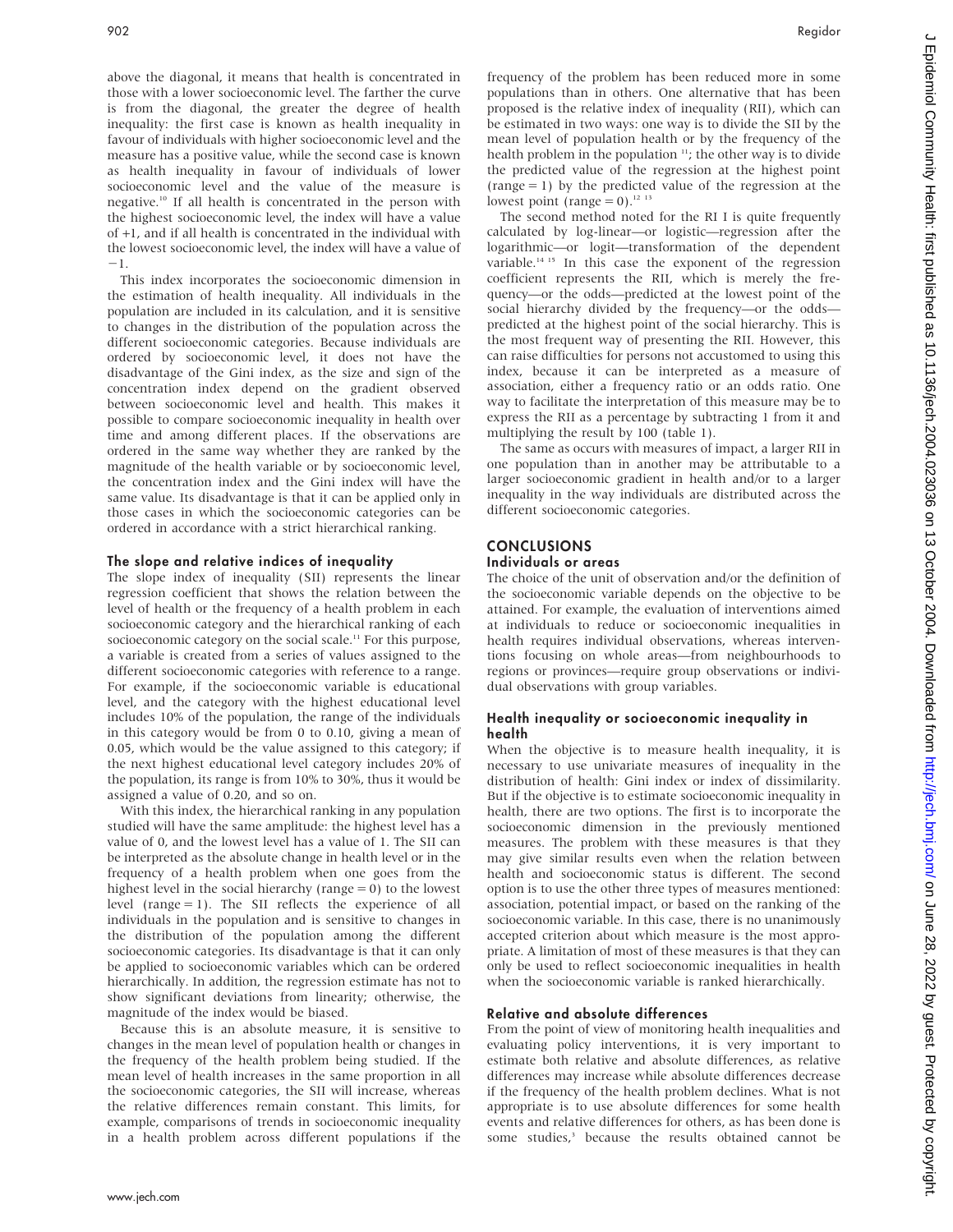above the diagonal, it means that health is concentrated in those with a lower socioeconomic level. The farther the curve is from the diagonal, the greater the degree of health inequality: the first case is known as health inequality in favour of individuals with higher socioeconomic level and the measure has a positive value, while the second case is known as health inequality in favour of individuals of lower socioeconomic level and the value of the measure is negative.[10] If all health is concentrated in the person with the highest socioeconomic level, the index will have a value of +1, and if all health is concentrated in the individual with the lowest socioeconomic level, the index will have a value of −1.

This index incorporates the socioeconomic dimension in the estimation of health inequality. All individuals in the population are included in its calculation, and it is sensitive to changes in the distribution of the population across the different socioeconomic categories. Because individuals are ordered by socioeconomic level, it does not have the disadvantage of the Gini index, as the size and sign of the concentration index depend on the gradient observed between socioeconomic level and health. This makes it possible to compare socioeconomic inequality in health over time and among different places. If the observations are ordered in the same way whether they are ranked by the magnitude of the health variable or by socioeconomic level, the concentration index and the Gini index will have the same value. Its disadvantage is that it can be applied only in those cases in which the socioeconomic categories can be ordered in accordance with a strict hierarchical ranking.

### The slope and relative indices of inequality

The slope index of inequality (SII) represents the linear regression coefficient that shows the relation between the level of health or the frequency of a health problem in each socioeconomic category and the hierarchical ranking of each socioeconomic category on the social scale.[11] For this purpose, a variable is created from a series of values assigned to the different socioeconomic categories with reference to a range. For example, if the socioeconomic variable is educational level, and the category with the highest educational level includes 10% of the population, the range of the individuals in this category would be from 0 to 0.10, giving a mean of 0.05, which would be the value assigned to this category; if the next highest educational level category includes 20% of the population, its range is from 10% to 30%, thus it would be assigned a value of 0.20, and so on.

With this index, the hierarchical ranking in any population studied will have the same amplitude: the highest level has a value of 0, and the lowest level has a value of 1. The SII can be interpreted as the absolute change in health level or in the frequency of a health problem when one goes from the highest level in the social hierarchy (range = 0) to the lowest level (range = 1). The SII reflects the experience of all individuals in the population and is sensitive to changes in the distribution of the population among the different socioeconomic categories. Its disadvantage is that it can only be applied to socioeconomic variables which can be ordered hierarchically. In addition, the regression estimate has not to show significant deviations from linearity; otherwise, the magnitude of the index would be biased.

Because this is an absolute measure, it is sensitive to changes in the mean level of population health or changes in the frequency of the health problem being studied. If the mean level of health increases in the same proportion in all the socioeconomic categories, the SII will increase, whereas the relative differences remain constant. This limits, for example, comparisons of trends in socioeconomic inequality in a health problem across different populations if the frequency of the problem has been reduced more in some populations than in others. One alternative that has been proposed is the relative index of inequality (RII), which can be estimated in two ways: one way is to divide the SII by the mean level of population health or by the frequency of the health problem in the population [11]; the other way is to divide the predicted value of the regression at the highest point (range = 1) by the predicted value of the regression at the lowest point (range = 0).[12,13]

The second method noted for the RI I is quite frequently calculated by log-linear—or logistic—regression after the logarithmic—or logit—transformation of the dependent variable.[14,15] In this case the exponent of the regression coefficient represents the RII, which is merely the frequency—or the odds—predicted at the lowest point of the social hierarchy divided by the frequency—or the odds—predicted at the highest point of the social hierarchy. This is the most frequent way of presenting the RII. However, this can raise difficulties for persons not accustomed to using this index, because it can be interpreted as a measure of association, either a frequency ratio or an odds ratio. One way to facilitate the interpretation of this measure may be to express the RII as a percentage by subtracting 1 from it and multiplying the result by 100 (table 1).

The same as occurs with measures of impact, a larger RII in one population than in another may be attributable to a larger socioeconomic gradient in health and/or to a larger inequality in the way individuals are distributed across the different socioeconomic categories.

## CONCLUSIONS

### Individuals or areas

The choice of the unit of observation and/or the definition of the socioeconomic variable depends on the objective to be attained. For example, the evaluation of interventions aimed at individuals to reduce or socioeconomic inequalities in health requires individual observations, whereas interventions focusing on whole areas—from neighbourhoods to regions or provinces—require group observations or individual observations with group variables.

### Health inequality or socioeconomic inequality in health

When the objective is to measure health inequality, it is necessary to use univariate measures of inequality in the distribution of health: Gini index or index of dissimilarity. But if the objective is to estimate socioeconomic inequality in health, there are two options. The first is to incorporate the socioeconomic dimension in the previously mentioned measures. The problem with these measures is that they may give similar results even when the relation between health and socioeconomic status is different. The second option is to use the other three types of measures mentioned: association, potential impact, or based on the ranking of the socioeconomic variable. In this case, there is no unanimously accepted criterion about which measure is the most appropriate. A limitation of most of these measures is that they can only be used to reflect socioeconomic inequalities in health when the socioeconomic variable is ranked hierarchically.

### Relative and absolute differences

From the point of view of monitoring health inequalities and evaluating policy interventions, it is very important to estimate both relative and absolute differences, as relative differences may increase while absolute differences decrease if the frequency of the health problem declines. What is not appropriate is to use absolute differences for some health events and relative differences for others, as has been done is some studies,[3] because the results obtained cannot be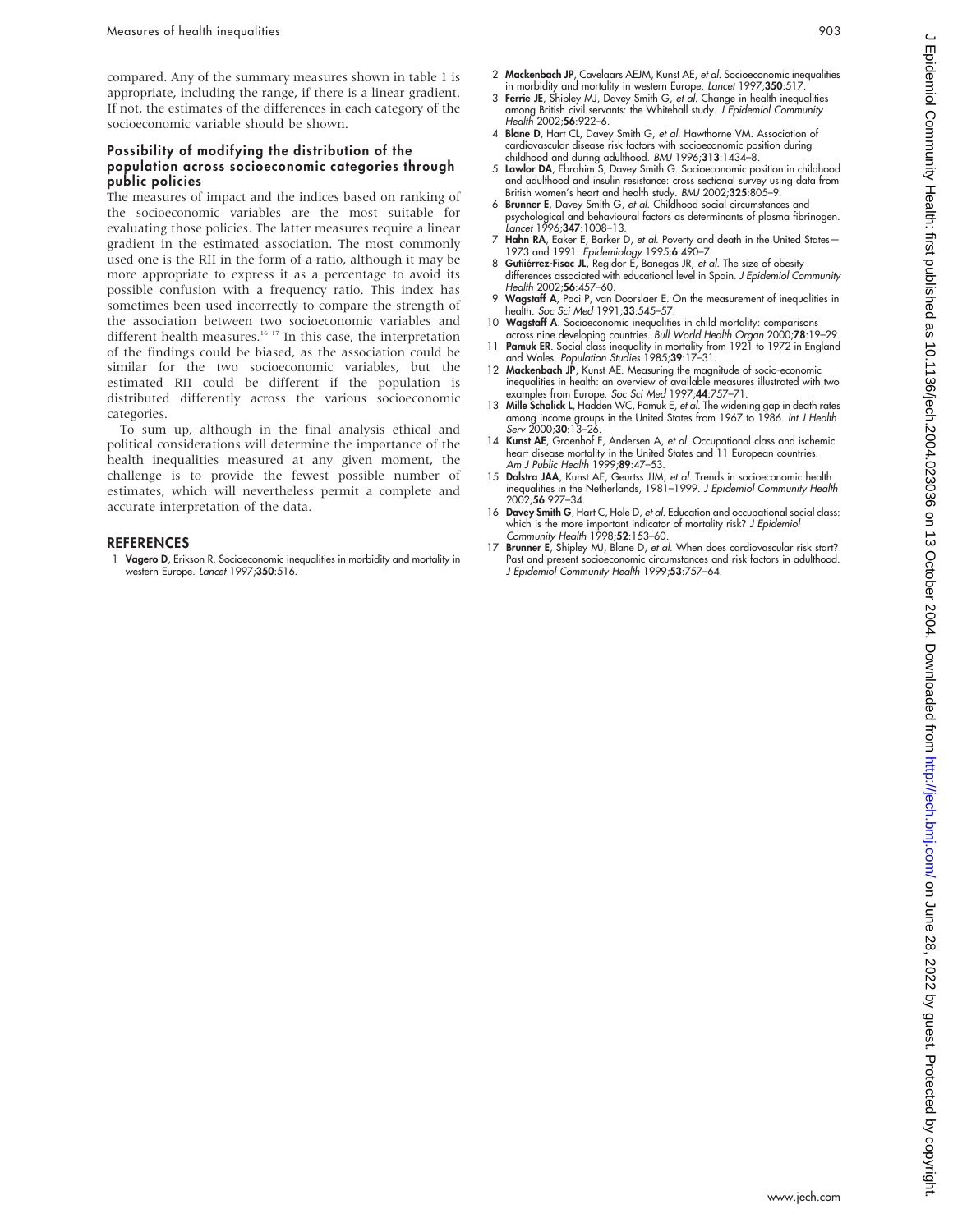compared. Any of the summary measures shown in table 1 is appropriate, including the range, if there is a linear gradient. If not, the estimates of the differences in each category of the socioeconomic variable should be shown.

### Possibility of modifying the distribution of the population across socioeconomic categories through public policies

The measures of impact and the indices based on ranking of the socioeconomic variables are the most suitable for evaluating those policies. The latter measures require a linear gradient in the estimated association. The most commonly used one is the RII in the form of a ratio, although it may be more appropriate to express it as a percentage to avoid its possible confusion with a frequency ratio. This index has sometimes been used incorrectly to compare the strength of the association between two socioeconomic variables and different health measures.[16 17] In this case, the interpretation of the findings could be biased, as the association could be similar for the two socioeconomic variables, but the estimated RII could be different if the population is distributed differently across the various socioeconomic categories.

To sum up, although in the final analysis ethical and political considerations will determine the importance of the health inequalities measured at any given moment, the challenge is to provide the fewest possible number of estimates, which will nevertheless permit a complete and accurate interpretation of the data.

## REFERENCES

1. **Vagero D**, Erikson R. Socioeconomic inequalities in morbidity and mortality in western Europe. *Lancet* 1997;**350**:516.
2. **Mackenbach JP**, Cavelaars AEJM, Kunst AE, *et al*. Socioeconomic inequalities in morbidity and mortality in western Europe. *Lancet* 1997;**350**:517.
3. **Ferrie JE**, Shipley MJ, Davey Smith G, *et al*. Change in health inequalities among British civil servants: the Whitehall study. *J Epidemiol Community Health* 2002;**56**:922–6.
4. **Blane D**, Hart CL, Davey Smith G, *et al*. Hawthorne VM. Association of cardiovascular disease risk factors with socioeconomic position during childhood and during adulthood. *BMJ* 1996;**313**:1434–8.
5. **Lawlor DA**, Ebrahim S, Davey Smith G. Socioeconomic position in childhood and adulthood and insulin resistance: cross sectional survey using data from British women's heart and health study. *BMJ* 2002;**325**:805–9.
6. **Brunner E**, Davey Smith G, *et al*. Childhood social circumstances and psychological and behavioural factors as determinants of plasma fibrinogen. *Lancet* 1996;**347**:1008–13.
7. **Hahn RA**, Eaker E, Barker D, *et al*. Poverty and death in the United States—1973 and 1991. *Epidemiology* 1995;**6**:490–7.
8. **Gutiiérrez-Fisac JL**, Regidor E, Banegas JR, *et al*. The size of obesity differences associated with educational level in Spain. *J Epidemiol Community Health* 2002;**56**:457–60.
9. **Wagstaff A**, Paci P, van Doorslaer E. On the measurement of inequalities in health. *Soc Sci Med* 1991;**33**:545–57.
10. **Wagstaff A**. Socioeconomic inequalities in child mortality: comparisons across nine developing countries. *Bull World Health Organ* 2000;**78**:19–29.
11. **Pamuk ER**. Social class inequality in mortality from 1921 to 1972 in England and Wales. *Population Studies* 1985;**39**:17–31.
12. **Mackenbach JP**, Kunst AE. Measuring the magnitude of socio-economic inequalities in health: an overview of available measures illustrated with two examples from Europe. *Soc Sci Med* 1997;**44**:757–71.
13. **Mille Schalick L**, Hadden WC, Pamuk E, *et al*. The widening gap in death rates among income groups in the United States from 1967 to 1986. *Int J Health Serv* 2000;**30**:13–26.
14. **Kunst AE**, Groenhof F, Andersen A, *et al*. Occupational class and ischemic heart disease mortality in the United States and 11 European countries. *Am J Public Health* 1999;**89**:47–53.
15. **Dalstra JAA**, Kunst AE, Geurtss JJM, *et al*. Trends in socioeconomic health inequalities in the Netherlands, 1981–1999. *J Epidemiol Community Health* 2002;**56**:927–34.
16. **Davey Smith G**, Hart C, Hole D, *et al*. Education and occupational social class: which is the more important indicator of mortality risk? *J Epidemiol Community Health* 1998;**52**:153–60.
17. **Brunner E**, Shipley MJ, Blane D, *et al*. When does cardiovascular risk start? Past and present socioeconomic circumstances and risk factors in adulthood. *J Epidemiol Community Health* 1999;**53**:757–64.